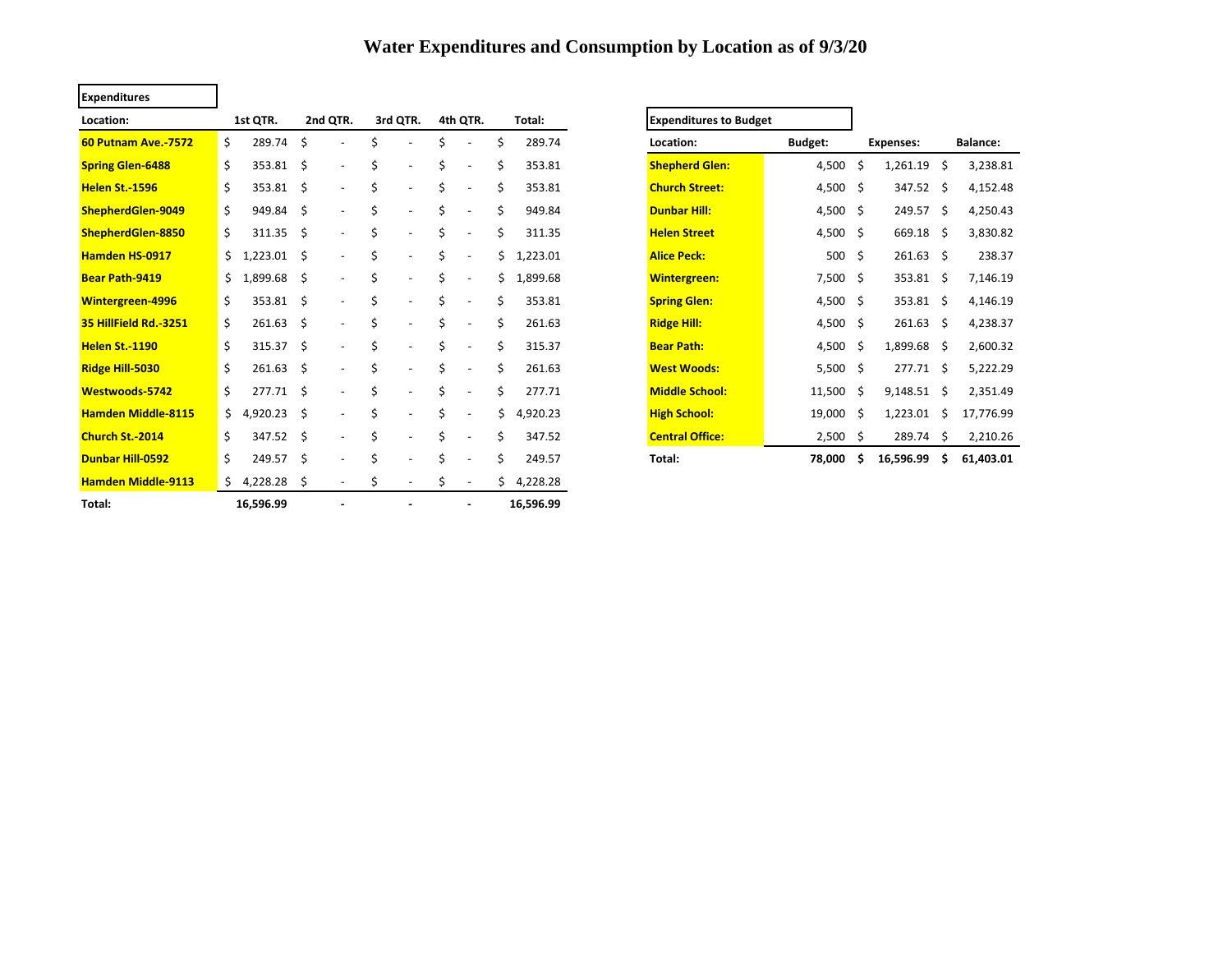# Water Expenditures and Consumption by Location as of 9/3/20

**Expenditures**

| Location: | 1st QTR. | 2nd QTR. | 3rd QTR. | 4th QTR. | Total: |
|---|---|---|---|---|---|
| **60 Putnam Ave.-7572** | $ 289.74 | $ - | $ - | $ - | $ 289.74 |
| **Spring Glen-6488** | $ 353.81 | $ - | $ - | $ - | $ 353.81 |
| **Helen St.-1596** | $ 353.81 | $ - | $ - | $ - | $ 353.81 |
| **ShepherdGlen-9049** | $ 949.84 | $ - | $ - | $ - | $ 949.84 |
| **ShepherdGlen-8850** | $ 311.35 | $ - | $ - | $ - | $ 311.35 |
| **Hamden HS-0917** | $ 1,223.01 | $ - | $ - | $ - | $ 1,223.01 |
| **Bear Path-9419** | $ 1,899.68 | $ - | $ - | $ - | $ 1,899.68 |
| **Wintergreen-4996** | $ 353.81 | $ - | $ - | $ - | $ 353.81 |
| **35 HillField Rd.-3251** | $ 261.63 | $ - | $ - | $ - | $ 261.63 |
| **Helen St.-1190** | $ 315.37 | $ - | $ - | $ - | $ 315.37 |
| **Ridge Hill-5030** | $ 261.63 | $ - | $ - | $ - | $ 261.63 |
| **Westwoods-5742** | $ 277.71 | $ - | $ - | $ - | $ 277.71 |
| **Hamden Middle-8115** | $ 4,920.23 | $ - | $ - | $ - | $ 4,920.23 |
| **Church St.-2014** | $ 347.52 | $ - | $ - | $ - | $ 347.52 |
| **Dunbar Hill-0592** | $ 249.57 | $ - | $ - | $ - | $ 249.57 |
| **Hamden Middle-9113** | $ 4,228.28 | $ - | $ - | $ - | $ 4,228.28 |
| **Total:** | **16,596.99** | **-** | **-** | **-** | **16,596.99** |

**Expenditures to Budget**

| Location: | Budget: | Expenses: | Balance: |
|---|---|---|---|
| **Shepherd Glen:** | 4,500 | $ 1,261.19 | $ 3,238.81 |
| **Church Street:** | 4,500 | $ 347.52 | $ 4,152.48 |
| **Dunbar Hill:** | 4,500 | $ 249.57 | $ 4,250.43 |
| **Helen Street** | 4,500 | $ 669.18 | $ 3,830.82 |
| **Alice Peck:** | 500 | $ 261.63 | $ 238.37 |
| **Wintergreen:** | 7,500 | $ 353.81 | $ 7,146.19 |
| **Spring Glen:** | 4,500 | $ 353.81 | $ 4,146.19 |
| **Ridge Hill:** | 4,500 | $ 261.63 | $ 4,238.37 |
| **Bear Path:** | 4,500 | $ 1,899.68 | $ 2,600.32 |
| **West Woods:** | 5,500 | $ 277.71 | $ 5,222.29 |
| **Middle School:** | 11,500 | $ 9,148.51 | $ 2,351.49 |
| **High School:** | 19,000 | $ 1,223.01 | $ 17,776.99 |
| **Central Office:** | 2,500 | $ 289.74 | $ 2,210.26 |
| **Total:** | **78,000** | **$ 16,596.99** | **$ 61,403.01** |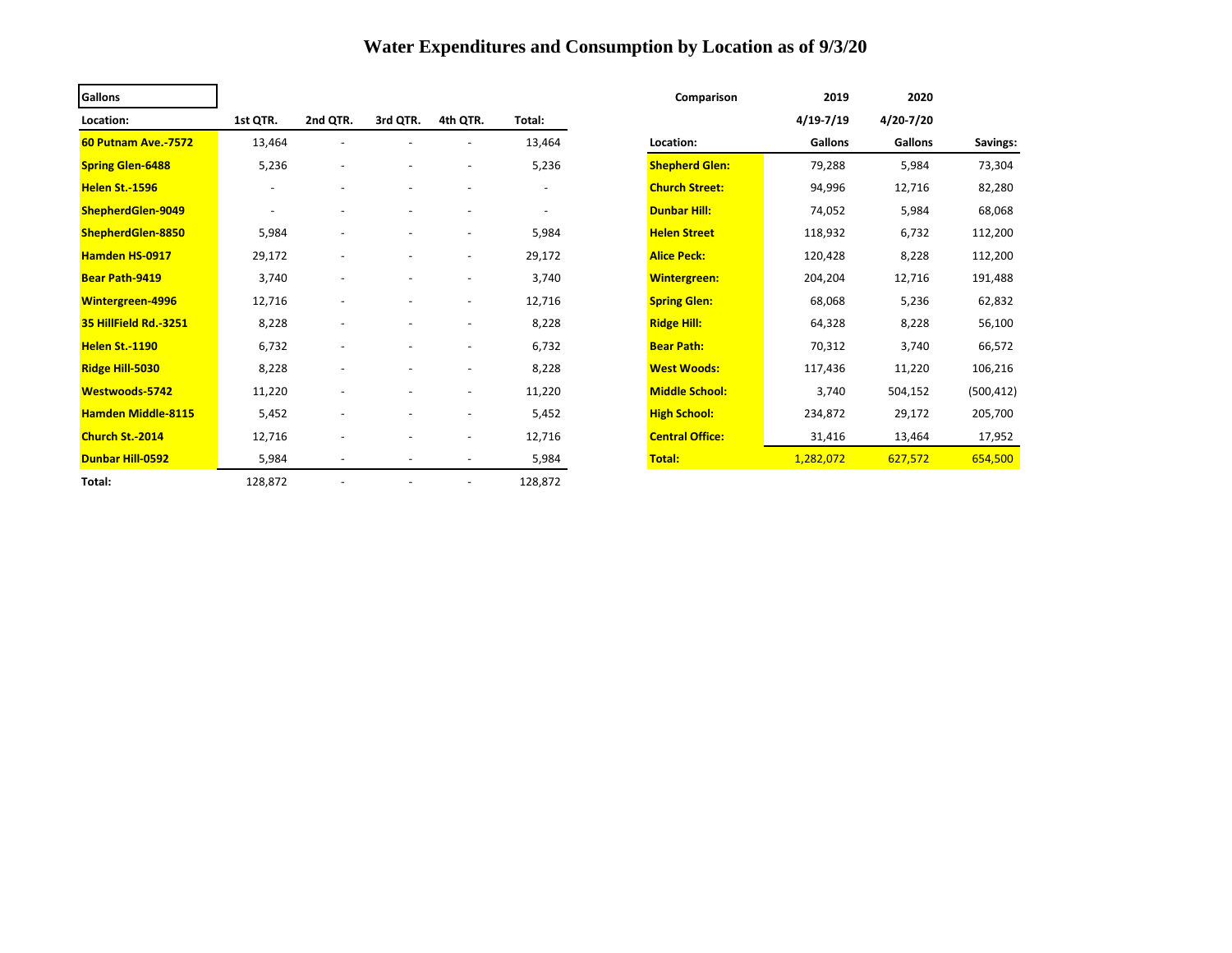# Water Expenditures and Consumption by Location as of 9/3/20

| Gallons | | | | | |
|---|---|---|---|---|---|
| **Location:** | **1st QTR.** | **2nd QTR.** | **3rd QTR.** | **4th QTR.** | **Total:** |
| **60 Putnam Ave.-7572** | 13,464 | - | - | - | 13,464 |
| **Spring Glen-6488** | 5,236 | - | - | - | 5,236 |
| **Helen St.-1596** | - | - | - | - | - |
| **ShepherdGlen-9049** | - | - | - | - | - |
| **ShepherdGlen-8850** | 5,984 | - | - | - | 5,984 |
| **Hamden HS-0917** | 29,172 | - | - | - | 29,172 |
| **Bear Path-9419** | 3,740 | - | - | - | 3,740 |
| **Wintergreen-4996** | 12,716 | - | - | - | 12,716 |
| **35 HillField Rd.-3251** | 8,228 | - | - | - | 8,228 |
| **Helen St.-1190** | 6,732 | - | - | - | 6,732 |
| **Ridge Hill-5030** | 8,228 | - | - | - | 8,228 |
| **Westwoods-5742** | 11,220 | - | - | - | 11,220 |
| **Hamden Middle-8115** | 5,452 | - | - | - | 5,452 |
| **Church St.-2014** | 12,716 | - | - | - | 12,716 |
| **Dunbar Hill-0592** | 5,984 | - | - | - | 5,984 |
| **Total:** | 128,872 | - | - | - | 128,872 |

| Comparison | 2019 | 2020 | |
|---|---|---|---|
| | **4/19-7/19** | **4/20-7/20** | |
| **Location:** | **Gallons** | **Gallons** | **Savings:** |
| **Shepherd Glen:** | 79,288 | 5,984 | 73,304 |
| **Church Street:** | 94,996 | 12,716 | 82,280 |
| **Dunbar Hill:** | 74,052 | 5,984 | 68,068 |
| **Helen Street** | 118,932 | 6,732 | 112,200 |
| **Alice Peck:** | 120,428 | 8,228 | 112,200 |
| **Wintergreen:** | 204,204 | 12,716 | 191,488 |
| **Spring Glen:** | 68,068 | 5,236 | 62,832 |
| **Ridge Hill:** | 64,328 | 8,228 | 56,100 |
| **Bear Path:** | 70,312 | 3,740 | 66,572 |
| **West Woods:** | 117,436 | 11,220 | 106,216 |
| **Middle School:** | 3,740 | 504,152 | (500,412) |
| **High School:** | 234,872 | 29,172 | 205,700 |
| **Central Office:** | 31,416 | 13,464 | 17,952 |
| **Total:** | 1,282,072 | 627,572 | 654,500 |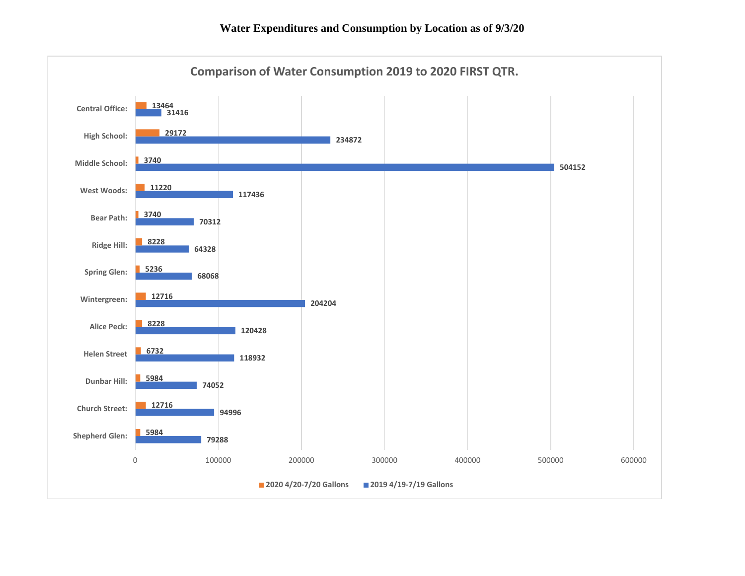# Water Expenditures and Consumption by Location as of 9/3/20

Comparison of Water Consumption 2019 to 2020 FIRST QTR.

Central Office: 13464 31416

High School: 29172 234872

Middle School: 3740 504152

West Woods: 11220 117436

Bear Path: 3740 70312

Ridge Hill: 8228 64328

Spring Glen: 5236 68068

Wintergreen: 12716 204204

Alice Peck: 8228 120428

Helen Street 6732 118932

Dunbar Hill: 5984 74052

Church Street: 12716 94996

Shepherd Glen: 5984 79288

0 100000 200000 300000 400000 500000 600000

2020 4/20-7/20 Gallons

2019 4/19-7/19 Gallons